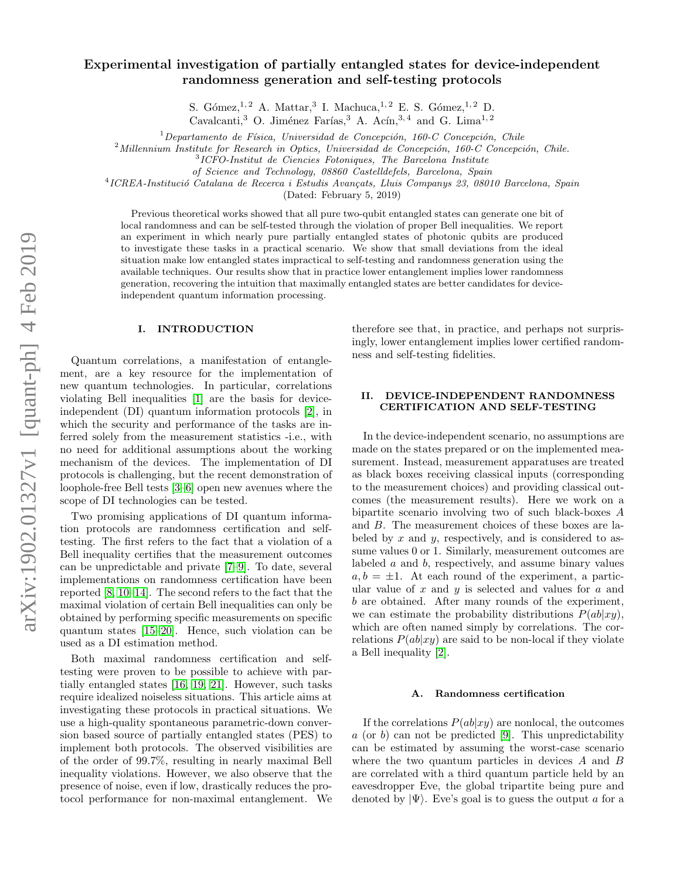# Experimental investigation of partially entangled states for device-independent randomness generation and self-testing protocols

S. Gómez,[1,2] A. Mattar,[3] I. Machuca,[1,2] E. S. Gómez,[1,2] D. Cavalcanti,[3] O. Jiménez Farías,[3] A. Acín,[3,4] and G. Lima[1,2]

[1] *Departamento de Física, Universidad de Concepción, 160-C Concepción, Chile*
[2] *Millennium Institute for Research in Optics, Universidad de Concepción, 160-C Concepción, Chile.*
[3] *ICFO-Institut de Ciencies Fotoniques, The Barcelona Institute of Science and Technology, 08860 Castelldefels, Barcelona, Spain*
[4] *ICREA-Institució Catalana de Recerca i Estudis Avançats, Lluis Companys 23, 08010 Barcelona, Spain*

(Dated: February 5, 2019)

Previous theoretical works showed that all pure two-qubit entangled states can generate one bit of local randomness and can be self-tested through the violation of proper Bell inequalities. We report an experiment in which nearly pure partially entangled states of photonic qubits are produced to investigate these tasks in a practical scenario. We show that small deviations from the ideal situation make low entangled states impractical to self-testing and randomness generation using the available techniques. Our results show that in practice lower entanglement implies lower randomness generation, recovering the intuition that maximally entangled states are better candidates for device-independent quantum information processing.

## I. INTRODUCTION

Quantum correlations, a manifestation of entanglement, are a key resource for the implementation of new quantum technologies. In particular, correlations violating Bell inequalities [1] are the basis for device-independent (DI) quantum information protocols [2], in which the security and performance of the tasks are inferred solely from the measurement statistics -i.e., with no need for additional assumptions about the working mechanism of the devices. The implementation of DI protocols is challenging, but the recent demonstration of loophole-free Bell tests [3–6] open new avenues where the scope of DI technologies can be tested.

Two promising applications of DI quantum information protocols are randomness certification and self-testing. The first refers to the fact that a violation of a Bell inequality certifies that the measurement outcomes can be unpredictable and private [7–9]. To date, several implementations on randomness certification have been reported [8, 10–14]. The second refers to the fact that the maximal violation of certain Bell inequalities can only be obtained by performing specific measurements on specific quantum states [15–20]. Hence, such violation can be used as a DI estimation method.

Both maximal randomness certification and self-testing were proven to be possible to achieve with partially entangled states [16, 19, 21]. However, such tasks require idealized noiseless situations. This article aims at investigating these protocols in practical situations. We use a high-quality spontaneous parametric-down conversion based source of partially entangled states (PES) to implement both protocols. The observed visibilities are of the order of 99.7%, resulting in nearly maximal Bell inequality violations. However, we also observe that the presence of noise, even if low, drastically reduces the protocol performance for non-maximal entanglement. We therefore see that, in practice, and perhaps not surprisingly, lower entanglement implies lower certified randomness and self-testing fidelities.

## II. DEVICE-INDEPENDENT RANDOMNESS CERTIFICATION AND SELF-TESTING

In the device-independent scenario, no assumptions are made on the states prepared or on the implemented measurement. Instead, measurement apparatuses are treated as black boxes receiving classical inputs (corresponding to the measurement choices) and providing classical outcomes (the measurement results). Here we work on a bipartite scenario involving two of such black-boxes $A$ and $B$. The measurement choices of these boxes are labeled by $x$ and $y$, respectively, and is considered to assume values 0 or 1. Similarly, measurement outcomes are labeled $a$ and $b$, respectively, and assume binary values $a, b = \pm 1$. At each round of the experiment, a particular value of $x$ and $y$ is selected and values for $a$ and $b$ are obtained. After many rounds of the experiment, we can estimate the probability distributions $P(ab|xy)$, which are often named simply by correlations. The correlations $P(ab|xy)$ are said to be non-local if they violate a Bell inequality [2].

### A. Randomness certification

If the correlations $P(ab|xy)$ are nonlocal, the outcomes $a$ (or $b$) can not be predicted [9]. This unpredictability can be estimated by assuming the worst-case scenario where the two quantum particles in devices $A$ and $B$ are correlated with a third quantum particle held by an eavesdropper Eve, the global tripartite being pure and denoted by $|\Psi\rangle$. Eve's goal is to guess the output $a$ for a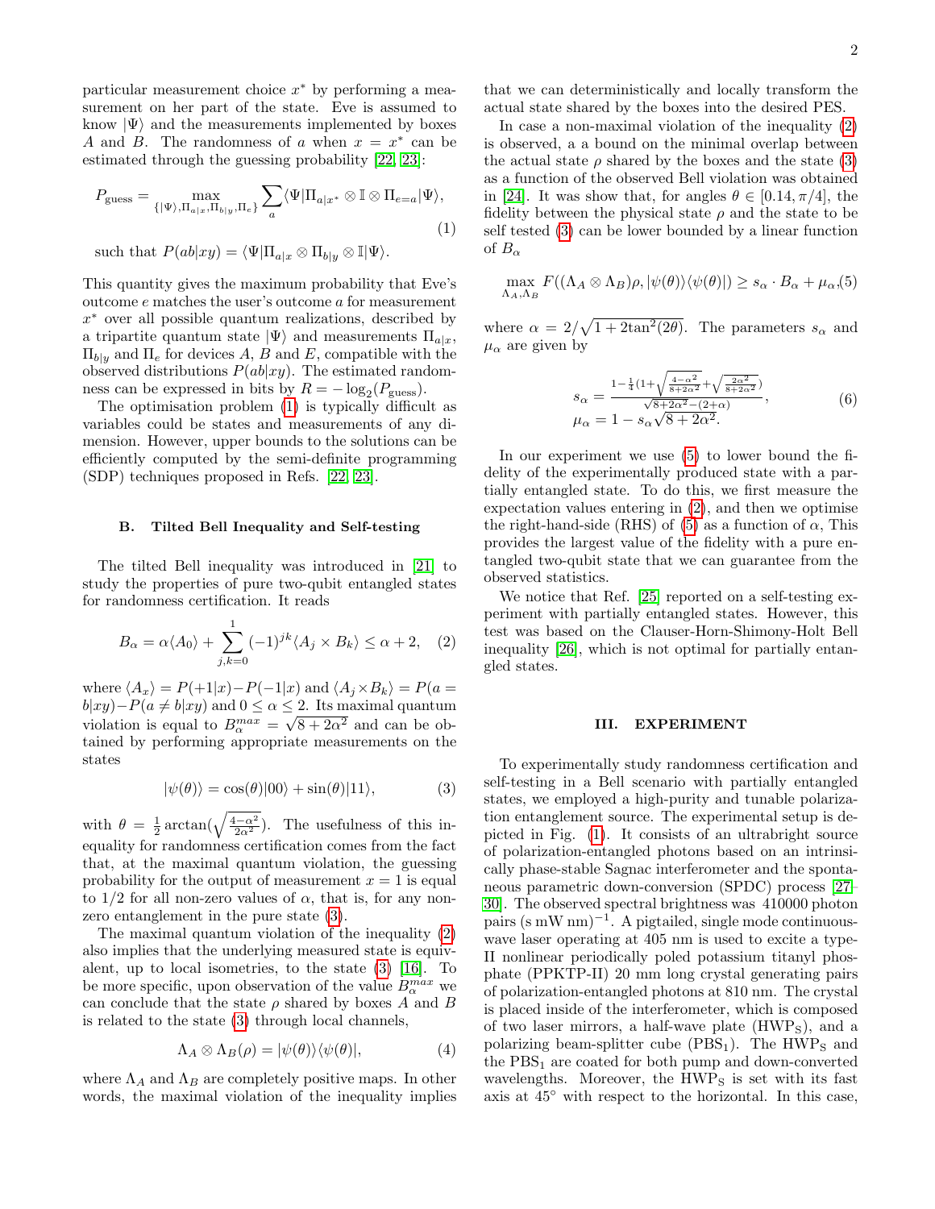particular measurement choice $x^*$ by performing a measurement on her part of the state. Eve is assumed to know $|\Psi\rangle$ and the measurements implemented by boxes $A$ and $B$. The randomness of $a$ when $x = x^*$ can be estimated through the guessing probability [22, 23]:

$$P_{\text{guess}} = \max_{\{|\Psi\rangle, \Pi_{a|x}, \Pi_{b|y}, \Pi_e\}} \sum_a \langle \Psi | \Pi_{a|x^*} \otimes \mathbb{I} \otimes \Pi_{e=a} | \Psi \rangle, \tag{1}$$

such that $P(ab|xy) = \langle \Psi | \Pi_{a|x} \otimes \Pi_{b|y} \otimes \mathbb{I} | \Psi \rangle$.

This quantity gives the maximum probability that Eve's outcome $e$ matches the user's outcome $a$ for measurement $x^*$ over all possible quantum realizations, described by a tripartite quantum state $|\Psi\rangle$ and measurements $\Pi_{a|x}$, $\Pi_{b|y}$ and $\Pi_e$ for devices $A$, $B$ and $E$, compatible with the observed distributions $P(ab|xy)$. The estimated randomness can be expressed in bits by $R = -\log_2(P_{\text{guess}})$.

The optimisation problem (1) is typically difficult as variables could be states and measurements of any dimension. However, upper bounds to the solutions can be efficiently computed by the semi-definite programming (SDP) techniques proposed in Refs. [22, 23].

### B. Tilted Bell Inequality and Self-testing

The tilted Bell inequality was introduced in [21] to study the properties of pure two-qubit entangled states for randomness certification. It reads

$$B_\alpha = \alpha \langle A_0 \rangle + \sum_{j,k=0}^{1} (-1)^{jk} \langle A_j \times B_k \rangle \leq \alpha + 2, \tag{2}$$

where $\langle A_x \rangle = P(+1|x) - P(-1|x)$ and $\langle A_j \times B_k \rangle = P(a = b|xy) - P(a \neq b|xy)$ and $0 \leq \alpha \leq 2$. Its maximal quantum violation is equal to $B_\alpha^{max} = \sqrt{8 + 2\alpha^2}$ and can be obtained by performing appropriate measurements on the states

$$|\psi(\theta)\rangle = \cos(\theta)|00\rangle + \sin(\theta)|11\rangle, \tag{3}$$

with $\theta = \frac{1}{2} \arctan(\sqrt{\frac{4-\alpha^2}{2\alpha^2}})$. The usefulness of this inequality for randomness certification comes from the fact that, at the maximal quantum violation, the guessing probability for the output of measurement $x = 1$ is equal to $1/2$ for all non-zero values of $\alpha$, that is, for any non-zero entanglement in the pure state (3).

The maximal quantum violation of the inequality (2) also implies that the underlying measured state is equivalent, up to local isometries, to the state (3) [16]. To be more specific, upon observation of the value $B_\alpha^{max}$ we can conclude that the state $\rho$ shared by boxes $A$ and $B$ is related to the state (3) through local channels,

$$\Lambda_A \otimes \Lambda_B(\rho) = |\psi(\theta)\rangle\langle\psi(\theta)|, \tag{4}$$

where $\Lambda_A$ and $\Lambda_B$ are completely positive maps. In other words, the maximal violation of the inequality implies that we can deterministically and locally transform the actual state shared by the boxes into the desired PES.

In case a non-maximal violation of the inequality (2) is observed, a a bound on the minimal overlap between the actual state $\rho$ shared by the boxes and the state (3) as a function of the observed Bell violation was obtained in [24]. It was show that, for angles $\theta \in [0.14, \pi/4]$, the fidelity between the physical state $\rho$ and the state to be self tested (3) can be lower bounded by a linear function of $B_\alpha$

$$\max_{\Lambda_A, \Lambda_B} F((\Lambda_A \otimes \Lambda_B)\rho, |\psi(\theta)\rangle\langle\psi(\theta)|) \geq s_\alpha \cdot B_\alpha + \mu_\alpha, \tag{5}$$

where $\alpha = 2/\sqrt{1 + 2\tan^2(2\theta)}$. The parameters $s_\alpha$ and $\mu_\alpha$ are given by

$$\begin{aligned} s_\alpha &= \frac{1 - \frac{1}{4}\left(1 + \sqrt{\frac{4-\alpha^2}{8+2\alpha^2}} + \sqrt{\frac{2\alpha^2}{8+2\alpha^2}}\right)}{\sqrt{8+2\alpha^2} - (2+\alpha)}, \\ \mu_\alpha &= 1 - s_\alpha\sqrt{8+2\alpha^2}. \end{aligned} \tag{6}$$

In our experiment we use (5) to lower bound the fidelity of the experimentally produced state with a partially entangled state. To do this, we first measure the expectation values entering in (2), and then we optimise the right-hand-side (RHS) of (5) as a function of $\alpha$, This provides the largest value of the fidelity with a pure entangled two-qubit state that we can guarantee from the observed statistics.

We notice that Ref. [25] reported on a self-testing experiment with partially entangled states. However, this test was based on the Clauser-Horn-Shimony-Holt Bell inequality [26], which is not optimal for partially entangled states.

## III. EXPERIMENT

To experimentally study randomness certification and self-testing in a Bell scenario with partially entangled states, we employed a high-purity and tunable polarization entanglement source. The experimental setup is depicted in Fig. (1). It consists of an ultrabright source of polarization-entangled photons based on an intrinsically phase-stable Sagnac interferometer and the spontaneous parametric down-conversion (SPDC) process [27–30]. The observed spectral brightness was 410000 photon pairs $(\text{s mW nm})^{-1}$. A pigtailed, single mode continuous-wave laser operating at 405 nm is used to excite a type-II nonlinear periodically poled potassium titanyl phosphate (PPKTP-II) 20 mm long crystal generating pairs of polarization-entangled photons at 810 nm. The crystal is placed inside of the interferometer, which is composed of two laser mirrors, a half-wave plate ($\text{HWP}_\text{S}$), and a polarizing beam-splitter cube ($\text{PBS}_1$). The $\text{HWP}_\text{S}$ and the $\text{PBS}_1$ are coated for both pump and down-converted wavelengths. Moreover, the $\text{HWP}_\text{S}$ is set with its fast axis at 45° with respect to the horizontal. In this case,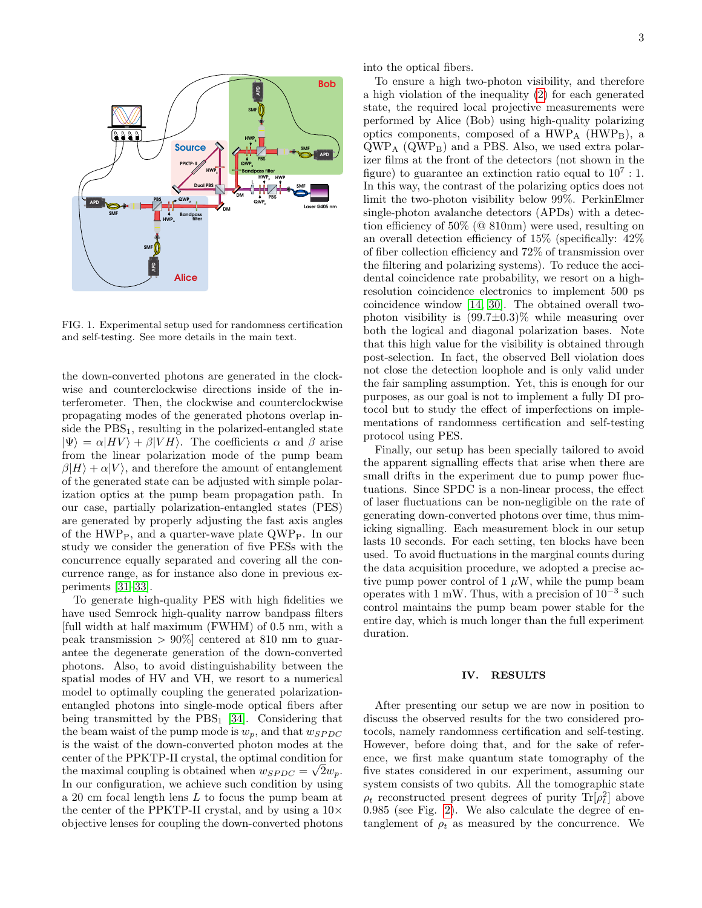FIG. 1. Experimental setup used for randomness certification and self-testing. See more details in the main text.

the down-converted photons are generated in the clockwise and counterclockwise directions inside of the interferometer. Then, the clockwise and counterclockwise propagating modes of the generated photons overlap inside the $\mathrm{PBS}_1$, resulting in the polarized-entangled state $|\Psi\rangle = \alpha|HV\rangle + \beta|VH\rangle$. The coefficients $\alpha$ and $\beta$ arise from the linear polarization mode of the pump beam $\beta|H\rangle + \alpha|V\rangle$, and therefore the amount of entanglement of the generated state can be adjusted with simple polarization optics at the pump beam propagation path. In our case, partially polarization-entangled states (PES) are generated by properly adjusting the fast axis angles of the $\mathrm{HWP}_\mathrm{P}$, and a quarter-wave plate $\mathrm{QWP}_\mathrm{P}$. In our study we consider the generation of five PESs with the concurrence equally separated and covering all the concurrence range, as for instance also done in previous experiments [31–33].

To generate high-quality PES with high fidelities we have used Semrock high-quality narrow bandpass filters [full width at half maximum (FWHM) of 0.5 nm, with a peak transmission > 90%] centered at 810 nm to guarantee the degenerate generation of the down-converted photons. Also, to avoid distinguishability between the spatial modes of HV and VH, we resort to a numerical model to optimally coupling the generated polarization-entangled photons into single-mode optical fibers after being transmitted by the $\mathrm{PBS}_1$ [34]. Considering that the beam waist of the pump mode is $w_p$, and that $w_{SPDC}$ is the waist of the down-converted photon modes at the center of the PPKTP-II crystal, the optimal condition for the maximal coupling is obtained when $w_{SPDC} = \sqrt{2}w_p$. In our configuration, we achieve such condition by using a 20 cm focal length lens $L$ to focus the pump beam at the center of the PPKTP-II crystal, and by using a 10× objective lenses for coupling the down-converted photons into the optical fibers.

To ensure a high two-photon visibility, and therefore a high violation of the inequality (2) for each generated state, the required local projective measurements were performed by Alice (Bob) using high-quality polarizing optics components, composed of a $\mathrm{HWP}_\mathrm{A}$ ($\mathrm{HWP}_\mathrm{B}$), a $\mathrm{QWP}_\mathrm{A}$ ($\mathrm{QWP}_\mathrm{B}$) and a PBS. Also, we used extra polarizer films at the front of the detectors (not shown in the figure) to guarantee an extinction ratio equal to $10^7 : 1$. In this way, the contrast of the polarizing optics does not limit the two-photon visibility below 99%. PerkinElmer single-photon avalanche detectors (APDs) with a detection efficiency of 50% (@ 810nm) were used, resulting on an overall detection efficiency of 15% (specifically: 42% of fiber collection efficiency and 72% of transmission over the filtering and polarizing systems). To reduce the accidental coincidence rate probability, we resort on a high-resolution coincidence electronics to implement 500 ps coincidence window [14, 30]. The obtained overall two-photon visibility is $(99.7\pm0.3)$% while measuring over both the logical and diagonal polarization bases. Note that this high value for the visibility is obtained through post-selection. In fact, the observed Bell violation does not close the detection loophole and is only valid under the fair sampling assumption. Yet, this is enough for our purposes, as our goal is not to implement a fully DI protocol but to study the effect of imperfections on implementations of randomness certification and self-testing protocol using PES.

Finally, our setup has been specially tailored to avoid the apparent signalling effects that arise when there are small drifts in the experiment due to pump power fluctuations. Since SPDC is a non-linear process, the effect of laser fluctuations can be non-negligible on the rate of generating down-converted photons over time, thus mimicking signalling. Each measurement block in our setup lasts 10 seconds. For each setting, ten blocks have been used. To avoid fluctuations in the marginal counts during the data acquisition procedure, we adopted a precise active pump power control of 1 $\mu$W, while the pump beam operates with 1 mW. Thus, with a precision of $10^{-3}$ such control maintains the pump beam power stable for the entire day, which is much longer than the full experiment duration.

## IV. RESULTS

After presenting our setup we are now in position to discuss the observed results for the two considered protocols, namely randomness certification and self-testing. However, before doing that, and for the sake of reference, we first make quantum state tomography of the five states considered in our experiment, assuming our system consists of two qubits. All the tomographic state $\rho_t$ reconstructed present degrees of purity $\mathrm{Tr}[\rho_t^2]$ above 0.985 (see Fig. 2). We also calculate the degree of entanglement of $\rho_t$ as measured by the concurrence. We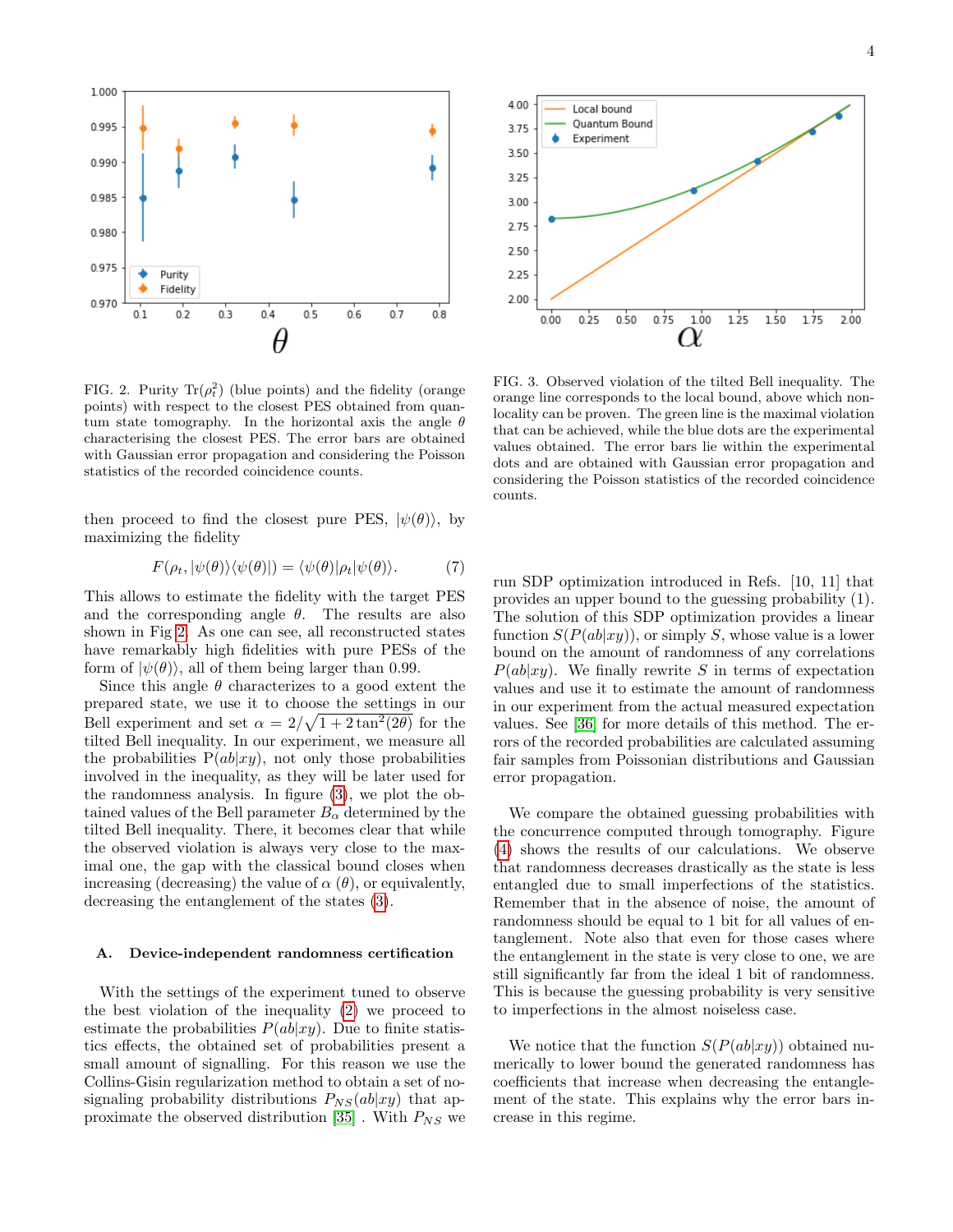FIG. 2. Purity $\mathrm{Tr}(\rho_t^2)$ (blue points) and the fidelity (orange points) with respect to the closest PES obtained from quantum state tomography. In the horizontal axis the angle $\theta$ characterising the closest PES. The error bars are obtained with Gaussian error propagation and considering the Poisson statistics of the recorded coincidence counts.

FIG. 3. Observed violation of the tilted Bell inequality. The orange line corresponds to the local bound, above which non-locality can be proven. The green line is the maximal violation that can be achieved, while the blue dots are the experimental values obtained. The error bars lie within the experimental dots and are obtained with Gaussian error propagation and considering the Poisson statistics of the recorded coincidence counts.

then proceed to find the closest pure PES, $|\psi(\theta)\rangle$, by maximizing the fidelity

$$F(\rho_t, |\psi(\theta)\rangle\langle\psi(\theta)|) = \langle\psi(\theta)|\rho_t|\psi(\theta)\rangle. \tag{7}$$

This allows to estimate the fidelity with the target PES and the corresponding angle $\theta$. The results are also shown in Fig 2. As one can see, all reconstructed states have remarkably high fidelities with pure PESs of the form of $|\psi(\theta)\rangle$, all of them being larger than 0.99.

Since this angle $\theta$ characterizes to a good extent the prepared state, we use it to choose the settings in our Bell experiment and set $\alpha = 2/\sqrt{1 + 2\tan^2(2\theta)}$ for the tilted Bell inequality. In our experiment, we measure all the probabilities $\mathrm{P}(ab|xy)$, not only those probabilities involved in the inequality, as they will be later used for the randomness analysis. In figure (3), we plot the obtained values of the Bell parameter $B_\alpha$ determined by the tilted Bell inequality. There, it becomes clear that while the observed violation is always very close to the maximal one, the gap with the classical bound closes when increasing (decreasing) the value of $\alpha$ ($\theta$), or equivalently, decreasing the entanglement of the states (3).

### A. Device-independent randomness certification

With the settings of the experiment tuned to observe the best violation of the inequality (2) we proceed to estimate the probabilities $P(ab|xy)$. Due to finite statistics effects, the obtained set of probabilities present a small amount of signalling. For this reason we use the Collins-Gisin regularization method to obtain a set of no-signaling probability distributions $P_{NS}(ab|xy)$ that approximate the observed distribution [35] . With $P_{NS}$ we run SDP optimization introduced in Refs. [10, 11] that provides an upper bound to the guessing probability (1). The solution of this SDP optimization provides a linear function $S(P(ab|xy))$, or simply $S$, whose value is a lower bound on the amount of randomness of any correlations $P(ab|xy)$. We finally rewrite $S$ in terms of expectation values and use it to estimate the amount of randomness in our experiment from the actual measured expectation values. See [36] for more details of this method. The errors of the recorded probabilities are calculated assuming fair samples from Poissonian distributions and Gaussian error propagation.

We compare the obtained guessing probabilities with the concurrence computed through tomography. Figure (4) shows the results of our calculations. We observe that randomness decreases drastically as the state is less entangled due to small imperfections of the statistics. Remember that in the absence of noise, the amount of randomness should be equal to 1 bit for all values of entanglement. Note also that even for those cases where the entanglement in the state is very close to one, we are still significantly far from the ideal 1 bit of randomness. This is because the guessing probability is very sensitive to imperfections in the almost noiseless case.

We notice that the function $S(P(ab|xy))$ obtained numerically to lower bound the generated randomness has coefficients that increase when decreasing the entanglement of the state. This explains why the error bars increase in this regime.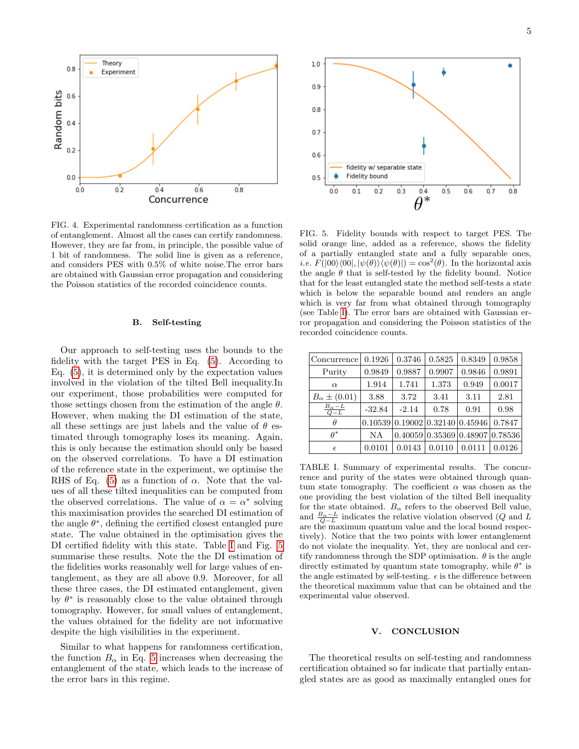FIG. 4. Experimental randomness certification as a function of entanglement. Almost all the cases can certify randomness. However, they are far from, in principle, the possible value of 1 bit of randomness. The solid line is given as a reference, and considers PES with 0.5% of white noise.The error bars are obtained with Gaussian error propagation and considering the Poisson statistics of the recorded coincidence counts.

### B. Self-testing

Our approach to self-testing uses the bounds to the fidelity with the target PES in Eq. (5). According to Eq. (5), it is determined only by the expectation values involved in the violation of the tilted Bell inequality.In our experiment, those probabilities were computed for those settings chosen from the estimation of the angle $\theta$. However, when making the DI estimation of the state, all these settings are just labels and the value of $\theta$ estimated through tomography loses its meaning. Again, this is only because the estimation should only be based on the observed correlations. To have a DI estimation of the reference state in the experiment, we optimise the RHS of Eq. (5) as a function of $\alpha$. Note that the values of all these tilted inequalities can be computed from the observed correlations. The value of $\alpha = \alpha^*$ solving this maximisation provides the searched DI estimation of the angle $\theta^*$, defining the certified closest entangled pure state. The value obtained in the optimisation gives the DI certified fidelity with this state. Table I and Fig. 5 summarise these results. Note the the DI estimation of the fidelities works reasonably well for large values of entanglement, as they are all above 0.9. Moreover, for all these three cases, the DI estimated entanglement, given by $\theta^*$ is reasonably close to the value obtained through tomography. However, for small values of entanglement, the values obtained for the fidelity are not informative despite the high visibilities in the experiment.

Similar to what happens for randomness certification, the function $B_\alpha$ in Eq. 5 increases when decreasing the entanglement of the state, which leads to the increase of the error bars in this regime.

FIG. 5. Fidelity bounds with respect to target PES. The solid orange line, added as a reference, shows the fidelity of a partially entangled state and a fully separable ones, *i.e.* $F(|00\rangle\langle 00|, |\psi(\theta)\rangle\langle\psi(\theta)|) = \cos^2(\theta)$. In the horizontal axis the angle $\theta$ that is self-tested by the fidelity bound. Notice that for the least entangled state the method self-tests a state which is below the separable bound and renders an angle which is very far from what obtained through tomography (see Table I). The error bars are obtained with Gaussian error propagation and considering the Poisson statistics of the recorded coincidence counts.

| Concurrence | 0.1926 | 0.3746 | 0.5825 | 0.8349 | 0.9858 |
|---|---|---|---|---|---|
| Purity | 0.9849 | 0.9887 | 0.9907 | 0.9846 | 0.9891 |
| $\alpha$ | 1.914 | 1.741 | 1.373 | 0.949 | 0.0017 |
| $B_\alpha \pm (0.01)$ | 3.88 | 3.72 | 3.41 | 3.11 | 2.81 |
| $\frac{B_\alpha - L}{Q-L}$ | -32.84 | -2.14 | 0.78 | 0.91 | 0.98 |
| $\theta$ | 0.10539 | 0.19002 | 0.32140 | 0.45946 | 0.7847 |
| $\theta^*$ | NA | 0.40059 | 0.35369 | 0.48907 | 0.78536 |
| $\epsilon$ | 0.0101 | 0.0143 | 0.0110 | 0.0111 | 0.0126 |

TABLE I. Summary of experimental results. The concurrence and purity of the states were obtained through quantum state tomography. The coefficient $\alpha$ was chosen as the one providing the best violation of the tilted Bell inequality for the state obtained. $B_\alpha$ refers to the observed Bell value, and $\frac{B_\alpha - L}{Q-L}$ indicates the relative violation observed ($Q$ and $L$ are the maximum quantum value and the local bound respectively). Notice that the two points with lower entanglement do not violate the inequality. Yet, they are nonlocal and certify randomness through the SDP optimisation. $\theta$ is the angle directly estimated by quantum state tomography, while $\theta^*$ is the angle estimated by self-testing. $\epsilon$ is the difference between the theoretical maximum value that can be obtained and the experimental value observed.

## V. CONCLUSION

The theoretical results on self-testing and randomness certification obtained so far indicate that partially entangled states are as good as maximally entangled ones for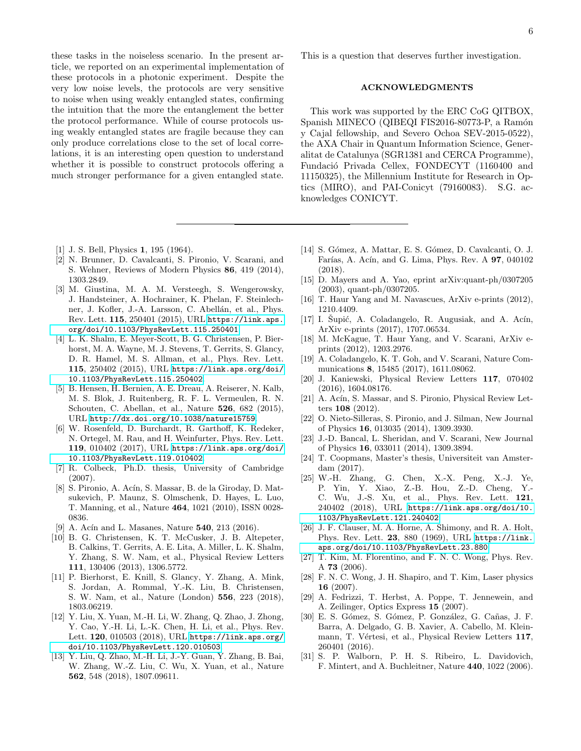these tasks in the noiseless scenario. In the present article, we reported on an experimental implementation of these protocols in a photonic experiment. Despite the very low noise levels, the protocols are very sensitive to noise when using weakly entangled states, confirming the intuition that the more the entanglement the better the protocol performance. While of course protocols using weakly entangled states are fragile because they can only produce correlations close to the set of local correlations, it is an interesting open question to understand whether it is possible to construct protocols offering a much stronger performance for a given entangled state. This is a question that deserves further investigation.

## ACKNOWLEDGMENTS

This work was supported by the ERC CoG QITBOX, Spanish MINECO (QIBEQI FIS2016-80773-P, a Ramón y Cajal fellowship, and Severo Ochoa SEV-2015-0522), the AXA Chair in Quantum Information Science, Generalitat de Catalunya (SGR1381 and CERCA Programme), Fundació Privada Cellex, FONDECYT (1160400 and 11150325), the Millennium Institute for Research in Optics (MIRO), and PAI-Conicyt (79160083). S.G. acknowledges CONICYT.

---

[1] J. S. Bell, Physics **1**, 195 (1964).

[2] N. Brunner, D. Cavalcanti, S. Pironio, V. Scarani, and S. Wehner, Reviews of Modern Physics **86**, 419 (2014), 1303.2849.

[3] M. Giustina, M. A. M. Versteegh, S. Wengerowsky, J. Handsteiner, A. Hochrainer, K. Phelan, F. Steinlechner, J. Kofler, J.-A. Larsson, C. Abellán, et al., Phys. Rev. Lett. **115**, 250401 (2015), URL https://link.aps.org/doi/10.1103/PhysRevLett.115.250401.

[4] L. K. Shalm, E. Meyer-Scott, B. G. Christensen, P. Bierhorst, M. A. Wayne, M. J. Stevens, T. Gerrits, S. Glancy, D. R. Hamel, M. S. Allman, et al., Phys. Rev. Lett. **115**, 250402 (2015), URL https://link.aps.org/doi/10.1103/PhysRevLett.115.250402.

[5] B. Hensen, H. Bernien, A. E. Dreau, A. Reiserer, N. Kalb, M. S. Blok, J. Ruitenberg, R. F. L. Vermeulen, R. N. Schouten, C. Abellan, et al., Nature **526**, 682 (2015), URL http://dx.doi.org/10.1038/nature15759.

[6] W. Rosenfeld, D. Burchardt, R. Garthoff, K. Redeker, N. Ortegel, M. Rau, and H. Weinfurter, Phys. Rev. Lett. **119**, 010402 (2017), URL https://link.aps.org/doi/10.1103/PhysRevLett.119.010402.

[7] R. Colbeck, Ph.D. thesis, University of Cambridge (2007).

[8] S. Pironio, A. Acín, S. Massar, B. de la Giroday, D. Matsukevich, P. Maunz, S. Olmschenk, D. Hayes, L. Luo, T. Manning, et al., Nature **464**, 1021 (2010), ISSN 0028-0836.

[9] A. Acín and L. Masanes, Nature **540**, 213 (2016).

[10] B. G. Christensen, K. T. McCusker, J. B. Altepeter, B. Calkins, T. Gerrits, A. E. Lita, A. Miller, L. K. Shalm, Y. Zhang, S. W. Nam, et al., Physical Review Letters **111**, 130406 (2013), 1306.5772.

[11] P. Bierhorst, E. Knill, S. Glancy, Y. Zhang, A. Mink, S. Jordan, A. Rommal, Y.-K. Liu, B. Christensen, S. W. Nam, et al., Nature (London) **556**, 223 (2018), 1803.06219.

[12] Y. Liu, X. Yuan, M.-H. Li, W. Zhang, Q. Zhao, J. Zhong, Y. Cao, Y.-H. Li, L.-K. Chen, H. Li, et al., Phys. Rev. Lett. **120**, 010503 (2018), URL https://link.aps.org/doi/10.1103/PhysRevLett.120.010503.

[13] Y. Liu, Q. Zhao, M.-H. Li, J.-Y. Guan, Y. Zhang, B. Bai, W. Zhang, W.-Z. Liu, C. Wu, X. Yuan, et al., Nature **562**, 548 (2018), 1807.09611.

[14] S. Gómez, A. Mattar, E. S. Gómez, D. Cavalcanti, O. J. Farías, A. Acín, and G. Lima, Phys. Rev. A **97**, 040102 (2018).

[15] D. Mayers and A. Yao, eprint arXiv:quant-ph/0307205 (2003), quant-ph/0307205.

[16] T. Haur Yang and M. Navascues, ArXiv e-prints (2012), 1210.4409.

[17] I. Šupić, A. Coladangelo, R. Augusiak, and A. Acín, ArXiv e-prints (2017), 1707.06534.

[18] M. McKague, T. Haur Yang, and V. Scarani, ArXiv e-prints (2012), 1203.2976.

[19] A. Coladangelo, K. T. Goh, and V. Scarani, Nature Communications **8**, 15485 (2017), 1611.08062.

[20] J. Kaniewski, Physical Review Letters **117**, 070402 (2016), 1604.08176.

[21] A. Acín, S. Massar, and S. Pironio, Physical Review Letters **108** (2012).

[22] O. Nieto-Silleras, S. Pironio, and J. Silman, New Journal of Physics **16**, 013035 (2014), 1309.3930.

[23] J.-D. Bancal, L. Sheridan, and V. Scarani, New Journal of Physics **16**, 033011 (2014), 1309.3894.

[24] T. Coopmans, Master's thesis, Universiteit van Amsterdam (2017).

[25] W.-H. Zhang, G. Chen, X.-X. Peng, X.-J. Ye, P. Yin, Y. Xiao, Z.-B. Hou, Z.-D. Cheng, Y.-C. Wu, J.-S. Xu, et al., Phys. Rev. Lett. **121**, 240402 (2018), URL https://link.aps.org/doi/10.1103/PhysRevLett.121.240402.

[26] J. F. Clauser, M. A. Horne, A. Shimony, and R. A. Holt, Phys. Rev. Lett. **23**, 880 (1969), URL https://link.aps.org/doi/10.1103/PhysRevLett.23.880.

[27] T. Kim, M. Florentino, and F. N. C. Wong, Phys. Rev. A **73** (2006).

[28] F. N. C. Wong, J. H. Shapiro, and T. Kim, Laser physics **16** (2007).

[29] A. Fedrizzi, T. Herbst, A. Poppe, T. Jennewein, and A. Zeilinger, Optics Express **15** (2007).

[30] E. S. Gómez, S. Gómez, P. González, G. Cañas, J. F. Barra, A. Delgado, G. B. Xavier, A. Cabello, M. Kleinmann, T. Vértesi, et al., Physical Review Letters **117**, 260401 (2016).

[31] S. P. Walborn, P. H. S. Ribeiro, L. Davidovich, F. Mintert, and A. Buchleitner, Nature **440**, 1022 (2006).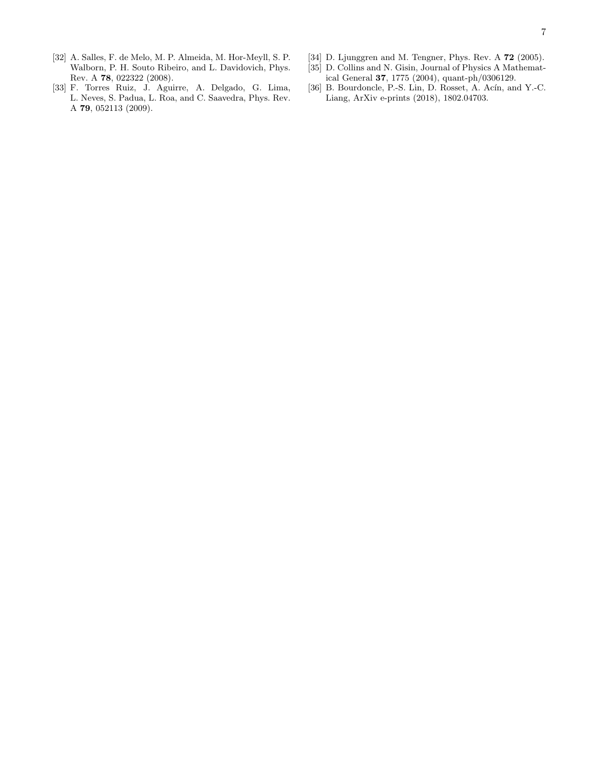[32] A. Salles, F. de Melo, M. P. Almeida, M. Hor-Meyll, S. P. Walborn, P. H. Souto Ribeiro, and L. Davidovich, Phys. Rev. A **78**, 022322 (2008).

[33] F. Torres Ruiz, J. Aguirre, A. Delgado, G. Lima, L. Neves, S. Padua, L. Roa, and C. Saavedra, Phys. Rev. A **79**, 052113 (2009).

[34] D. Ljunggren and M. Tengner, Phys. Rev. A **72** (2005).

[35] D. Collins and N. Gisin, Journal of Physics A Mathematical General **37**, 1775 (2004), quant-ph/0306129.

[36] B. Bourdoncle, P.-S. Lin, D. Rosset, A. Acín, and Y.-C. Liang, ArXiv e-prints (2018), 1802.04703.